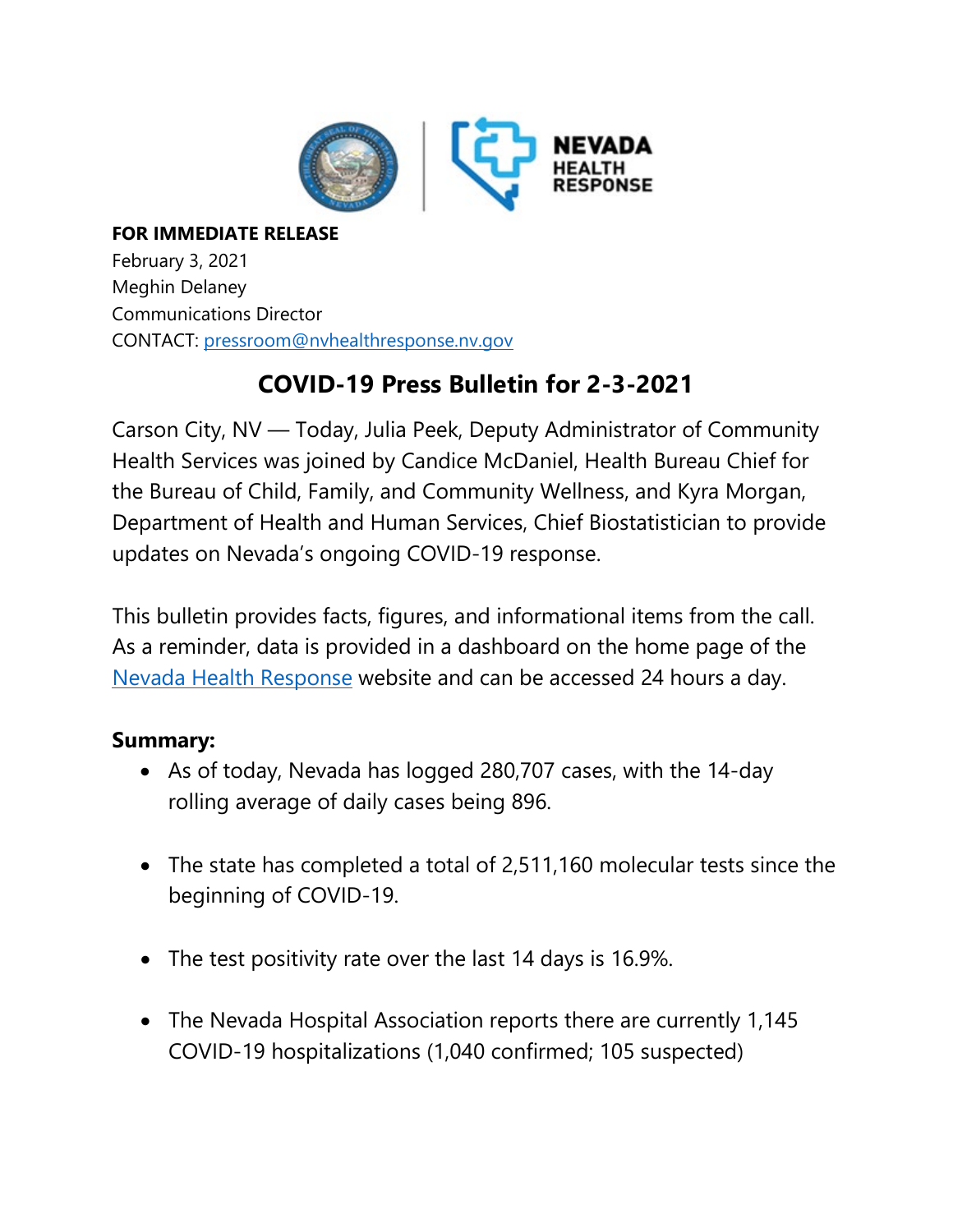**FOR IMMEDIATE RELEASE**
February 3, 2021
Meghin Delaney
Communications Director
CONTACT: pressroom@nvhealthresponse.nv.gov

# COVID-19 Press Bulletin for 2-3-2021

Carson City, NV — Today, Julia Peek, Deputy Administrator of Community Health Services was joined by Candice McDaniel, Health Bureau Chief for the Bureau of Child, Family, and Community Wellness, and Kyra Morgan, Department of Health and Human Services, Chief Biostatistician to provide updates on Nevada's ongoing COVID-19 response.

This bulletin provides facts, figures, and informational items from the call. As a reminder, data is provided in a dashboard on the home page of the Nevada Health Response website and can be accessed 24 hours a day.

**Summary:**

- As of today, Nevada has logged 280,707 cases, with the 14-day rolling average of daily cases being 896.
- The state has completed a total of 2,511,160 molecular tests since the beginning of COVID-19.
- The test positivity rate over the last 14 days is 16.9%.
- The Nevada Hospital Association reports there are currently 1,145 COVID-19 hospitalizations (1,040 confirmed; 105 suspected)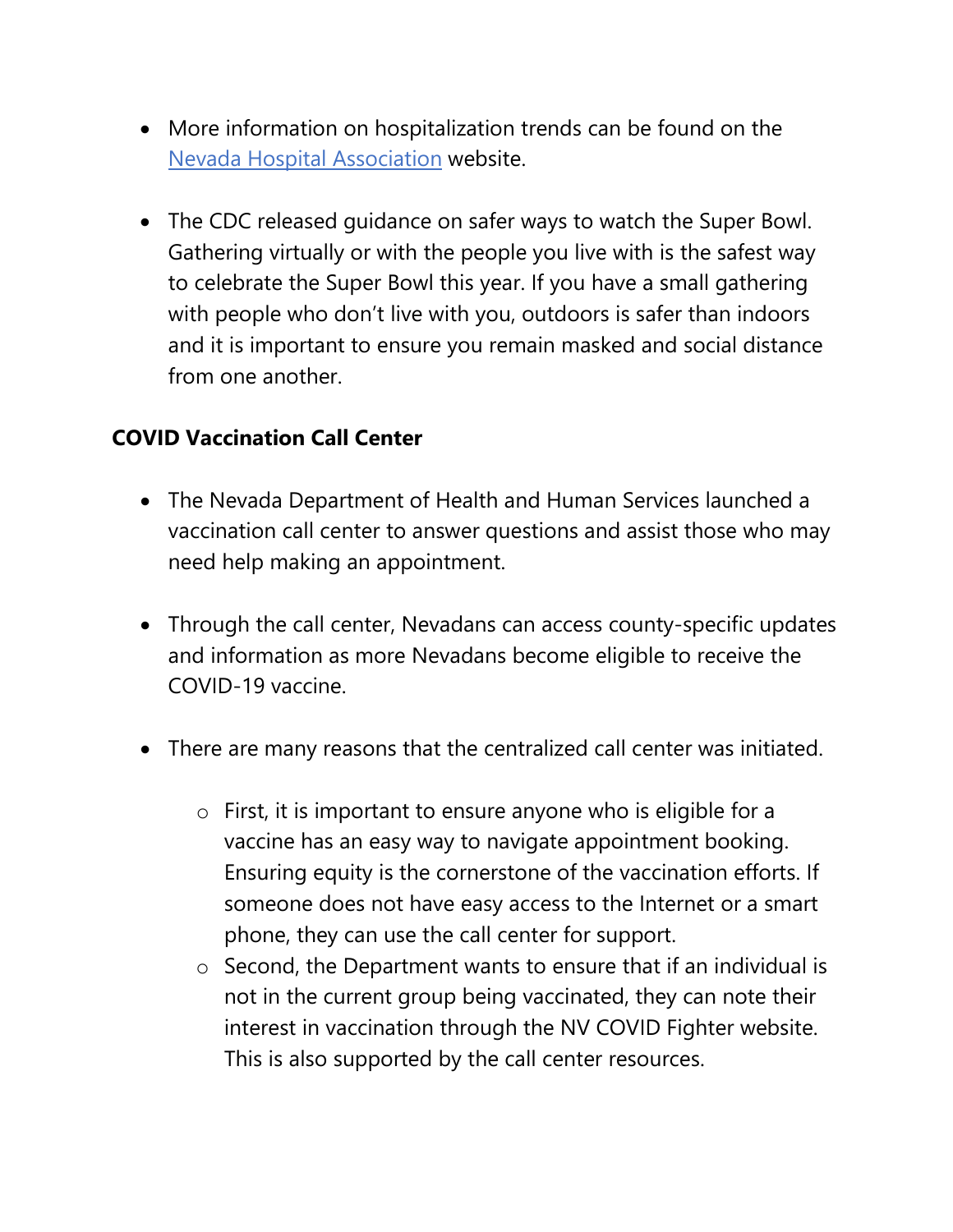- More information on hospitalization trends can be found on the Nevada Hospital Association website.

- The CDC released guidance on safer ways to watch the Super Bowl. Gathering virtually or with the people you live with is the safest way to celebrate the Super Bowl this year. If you have a small gathering with people who don't live with you, outdoors is safer than indoors and it is important to ensure you remain masked and social distance from one another.

**COVID Vaccination Call Center**

- The Nevada Department of Health and Human Services launched a vaccination call center to answer questions and assist those who may need help making an appointment.

- Through the call center, Nevadans can access county-specific updates and information as more Nevadans become eligible to receive the COVID-19 vaccine.

- There are many reasons that the centralized call center was initiated.
  - First, it is important to ensure anyone who is eligible for a vaccine has an easy way to navigate appointment booking. Ensuring equity is the cornerstone of the vaccination efforts. If someone does not have easy access to the Internet or a smart phone, they can use the call center for support.
  - Second, the Department wants to ensure that if an individual is not in the current group being vaccinated, they can note their interest in vaccination through the NV COVID Fighter website. This is also supported by the call center resources.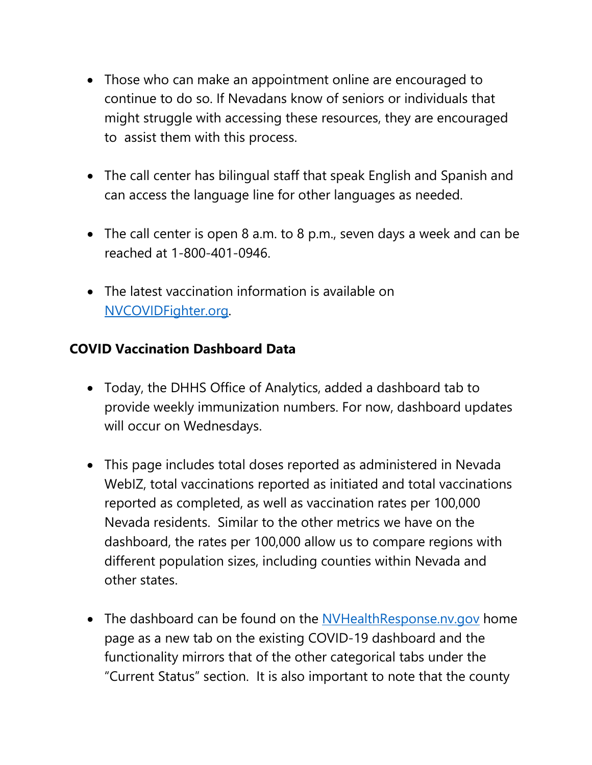- Those who can make an appointment online are encouraged to continue to do so. If Nevadans know of seniors or individuals that might struggle with accessing these resources, they are encouraged to assist them with this process.

- The call center has bilingual staff that speak English and Spanish and can access the language line for other languages as needed.

- The call center is open 8 a.m. to 8 p.m., seven days a week and can be reached at 1-800-401-0946.

- The latest vaccination information is available on [NVCOVIDFighter.org](NVCOVIDFighter.org).

**COVID Vaccination Dashboard Data**

- Today, the DHHS Office of Analytics, added a dashboard tab to provide weekly immunization numbers. For now, dashboard updates will occur on Wednesdays.

- This page includes total doses reported as administered in Nevada WebIZ, total vaccinations reported as initiated and total vaccinations reported as completed, as well as vaccination rates per 100,000 Nevada residents. Similar to the other metrics we have on the dashboard, the rates per 100,000 allow us to compare regions with different population sizes, including counties within Nevada and other states.

- The dashboard can be found on the [NVHealthResponse.nv.gov](NVHealthResponse.nv.gov) home page as a new tab on the existing COVID-19 dashboard and the functionality mirrors that of the other categorical tabs under the "Current Status" section. It is also important to note that the county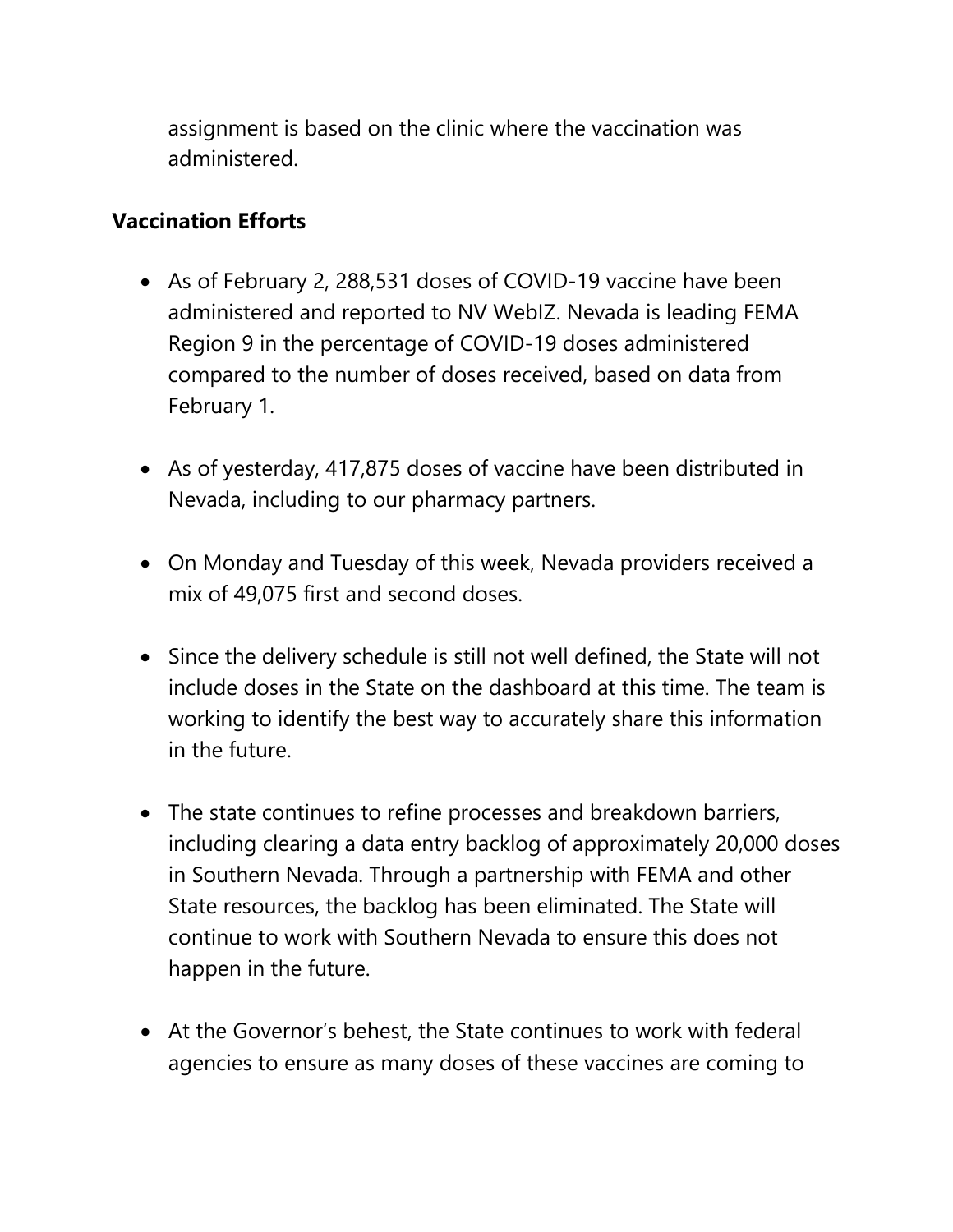assignment is based on the clinic where the vaccination was administered.

**Vaccination Efforts**

- As of February 2, 288,531 doses of COVID-19 vaccine have been administered and reported to NV WebIZ. Nevada is leading FEMA Region 9 in the percentage of COVID-19 doses administered compared to the number of doses received, based on data from February 1.

- As of yesterday, 417,875 doses of vaccine have been distributed in Nevada, including to our pharmacy partners.

- On Monday and Tuesday of this week, Nevada providers received a mix of 49,075 first and second doses.

- Since the delivery schedule is still not well defined, the State will not include doses in the State on the dashboard at this time. The team is working to identify the best way to accurately share this information in the future.

- The state continues to refine processes and breakdown barriers, including clearing a data entry backlog of approximately 20,000 doses in Southern Nevada. Through a partnership with FEMA and other State resources, the backlog has been eliminated. The State will continue to work with Southern Nevada to ensure this does not happen in the future.

- At the Governor's behest, the State continues to work with federal agencies to ensure as many doses of these vaccines are coming to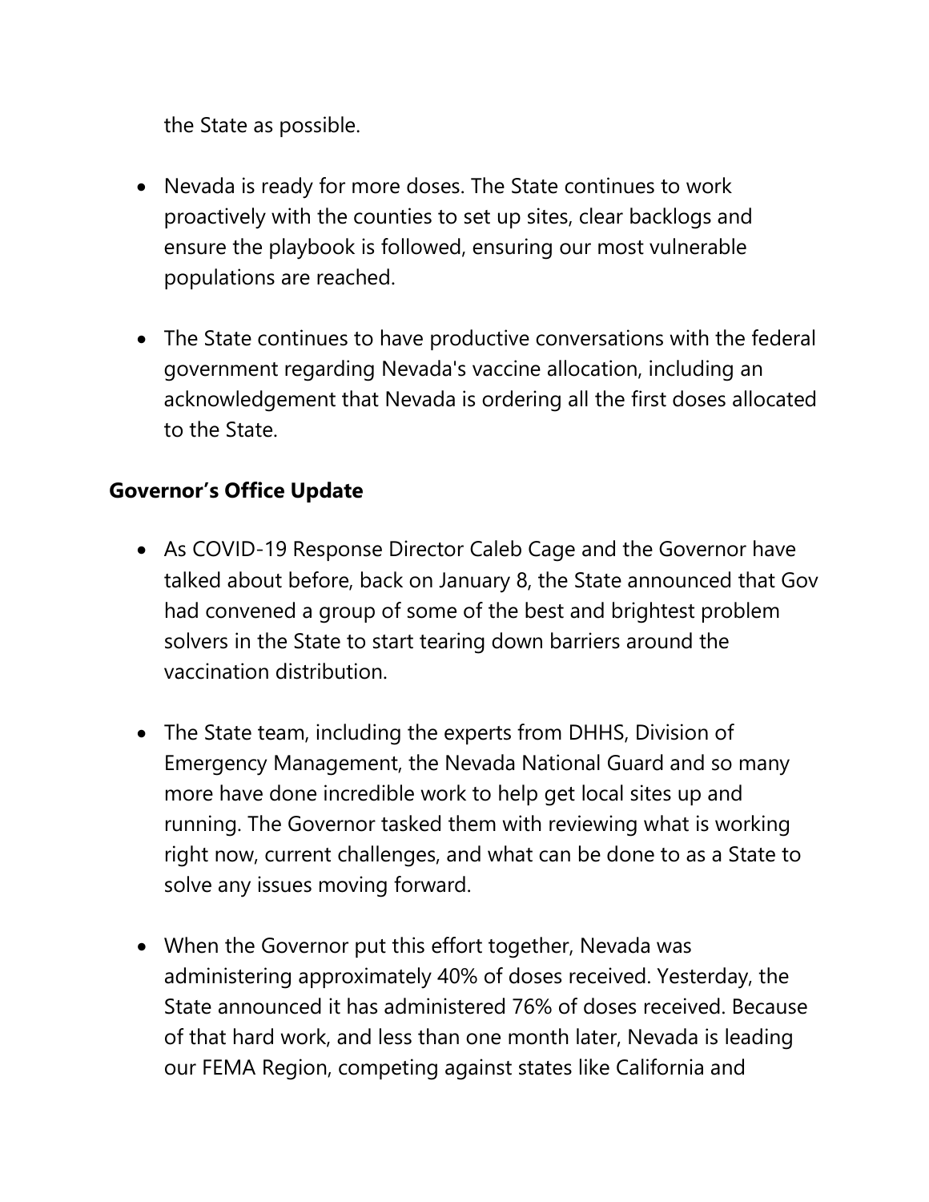the State as possible.

- Nevada is ready for more doses. The State continues to work proactively with the counties to set up sites, clear backlogs and ensure the playbook is followed, ensuring our most vulnerable populations are reached.
- The State continues to have productive conversations with the federal government regarding Nevada's vaccine allocation, including an acknowledgement that Nevada is ordering all the first doses allocated to the State.

**Governor's Office Update**

- As COVID-19 Response Director Caleb Cage and the Governor have talked about before, back on January 8, the State announced that Gov had convened a group of some of the best and brightest problem solvers in the State to start tearing down barriers around the vaccination distribution.
- The State team, including the experts from DHHS, Division of Emergency Management, the Nevada National Guard and so many more have done incredible work to help get local sites up and running. The Governor tasked them with reviewing what is working right now, current challenges, and what can be done to as a State to solve any issues moving forward.
- When the Governor put this effort together, Nevada was administering approximately 40% of doses received. Yesterday, the State announced it has administered 76% of doses received. Because of that hard work, and less than one month later, Nevada is leading our FEMA Region, competing against states like California and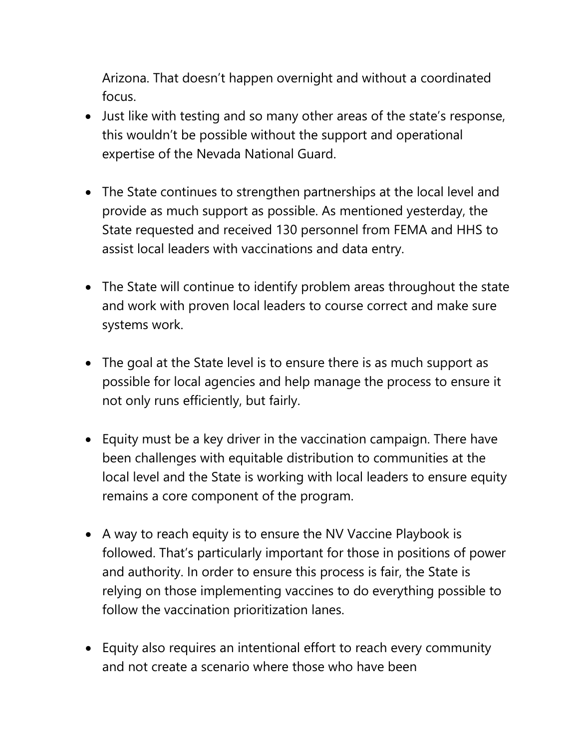Arizona. That doesn't happen overnight and without a coordinated focus.

- Just like with testing and so many other areas of the state's response, this wouldn't be possible without the support and operational expertise of the Nevada National Guard.

- The State continues to strengthen partnerships at the local level and provide as much support as possible. As mentioned yesterday, the State requested and received 130 personnel from FEMA and HHS to assist local leaders with vaccinations and data entry.

- The State will continue to identify problem areas throughout the state and work with proven local leaders to course correct and make sure systems work.

- The goal at the State level is to ensure there is as much support as possible for local agencies and help manage the process to ensure it not only runs efficiently, but fairly.

- Equity must be a key driver in the vaccination campaign. There have been challenges with equitable distribution to communities at the local level and the State is working with local leaders to ensure equity remains a core component of the program.

- A way to reach equity is to ensure the NV Vaccine Playbook is followed. That's particularly important for those in positions of power and authority. In order to ensure this process is fair, the State is relying on those implementing vaccines to do everything possible to follow the vaccination prioritization lanes.

- Equity also requires an intentional effort to reach every community and not create a scenario where those who have been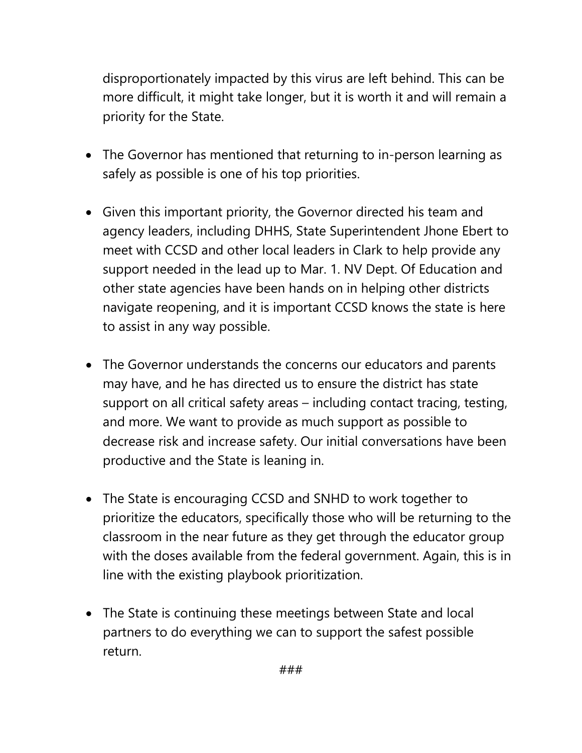disproportionately impacted by this virus are left behind. This can be more difficult, it might take longer, but it is worth it and will remain a priority for the State.

- The Governor has mentioned that returning to in-person learning as safely as possible is one of his top priorities.

- Given this important priority, the Governor directed his team and agency leaders, including DHHS, State Superintendent Jhone Ebert to meet with CCSD and other local leaders in Clark to help provide any support needed in the lead up to Mar. 1. NV Dept. Of Education and other state agencies have been hands on in helping other districts navigate reopening, and it is important CCSD knows the state is here to assist in any way possible.

- The Governor understands the concerns our educators and parents may have, and he has directed us to ensure the district has state support on all critical safety areas – including contact tracing, testing, and more. We want to provide as much support as possible to decrease risk and increase safety. Our initial conversations have been productive and the State is leaning in.

- The State is encouraging CCSD and SNHD to work together to prioritize the educators, specifically those who will be returning to the classroom in the near future as they get through the educator group with the doses available from the federal government. Again, this is in line with the existing playbook prioritization.

- The State is continuing these meetings between State and local partners to do everything we can to support the safest possible return.

###